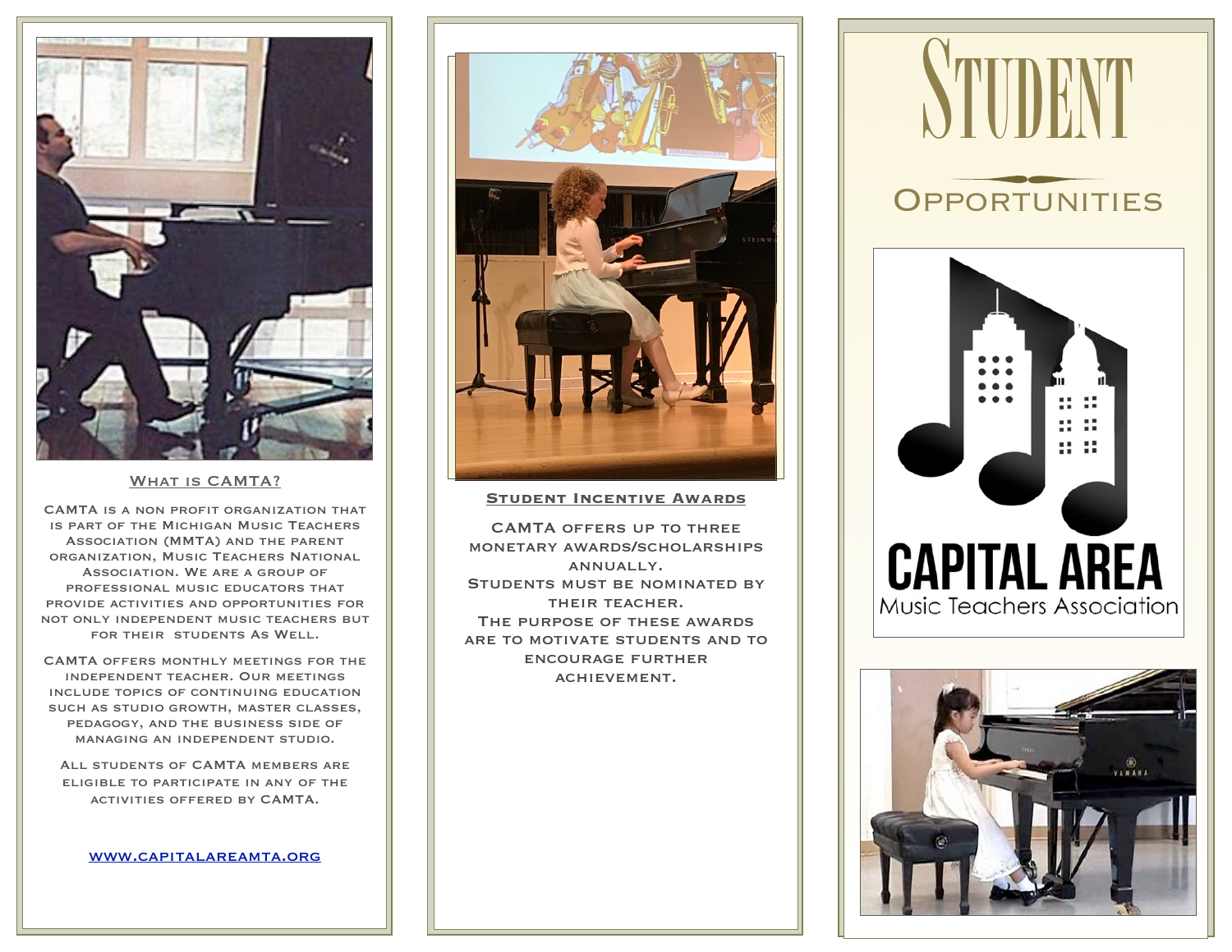## What is CAMTA?

CAMTA is a non profit organization that is part of the Michigan Music Teachers Association (MMTA) and the parent organization, Music Teachers National Association. We are a group of professional music educators that provide activities and opportunities for not only independent music teachers but for their students as well.

CAMTA offers monthly meetings for the independent teacher. Our meetings include topics of continuing education such as studio growth, master classes, pedagogy, and the business side of managing an independent studio.

All students of CAMTA members are eligible to participate in any of the activities offered by CAMTA.

[www.capitalareamta.org](http://www.capitalareamta.org)

## Student Incentive Awards

CAMTA offers up to three monetary awards/scholarships annually.

Students must be nominated by their teacher.

The purpose of these awards are to motivate students and to encourage further achievement.

# Student Opportunities

CAPITAL AREA
Music Teachers Association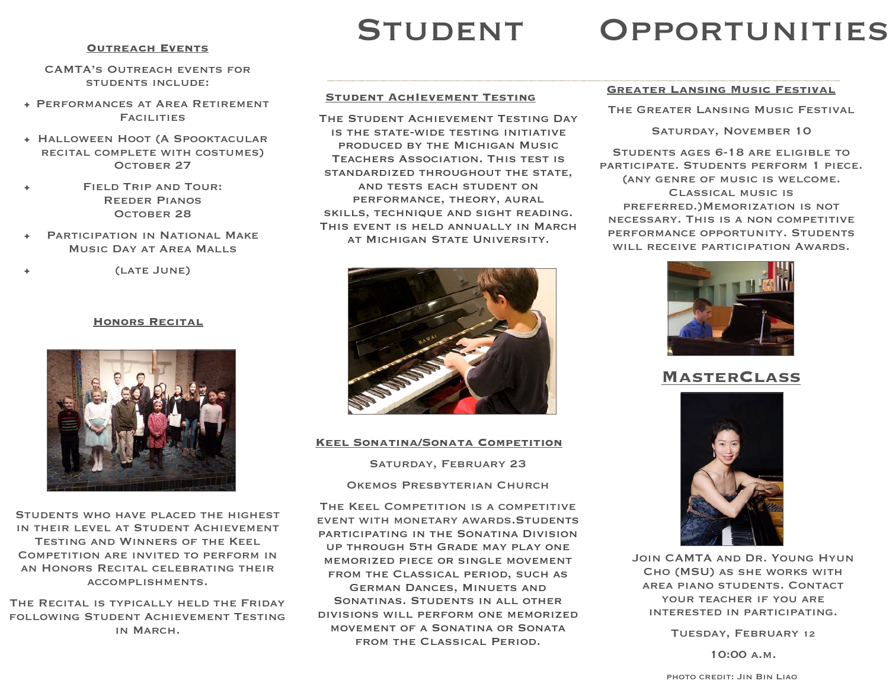# Student Opportunities

## Outreach Events

CAMTA's Outreach events for students include:

- Performances at Area Retirement Facilities
- Halloween Hoot (A Spooktacular recital complete with costumes) October 27
- Field Trip and Tour: Reeder Pianos October 28
- Participation in National Make Music Day at Area Malls
- (late June)

## Honors Recital

Students who have placed the highest in their level at Student Achievement Testing and Winners of the Keel Competition are invited to perform in an Honors Recital celebrating their accomplishments.

The Recital is typically held the Friday following Student Achievement Testing in March.

## Student Achievement Testing

The Student Achievement Testing Day is the state-wide testing initiative produced by the Michigan Music Teachers Association. This test is standardized throughout the state, and tests each student on performance, theory, aural skills, technique and sight reading. This event is held annually in March at Michigan State University.

## Keel Sonatina/Sonata Competition

Saturday, February 23

Okemos Presbyterian Church

The Keel Competition is a competitive event with monetary awards.Students participating in the Sonatina Division up through 5th grade may play one memorized piece or single movement from the Classical period, such as German Dances, Minuets and Sonatinas. Students in all other divisions will perform one memorized movement of a Sonatina or Sonata from the Classical Period.

## Greater Lansing Music Festival

The Greater Lansing Music Festival

Saturday, November 10

Students ages 6-18 are eligible to participate. Students perform 1 piece. (Any genre of music is welcome. Classical music is preferred.)Memorization is not necessary. This is a non competitive performance opportunity. Students will receive participation Awards.

## MasterClass

Join CAMTA and Dr. Young Hyun Cho (MSU) as she works with area piano students. Contact your teacher if you are interested in participating.

Tuesday, February 12

10:00 a.m.

Photo credit: Jin Bin Liao